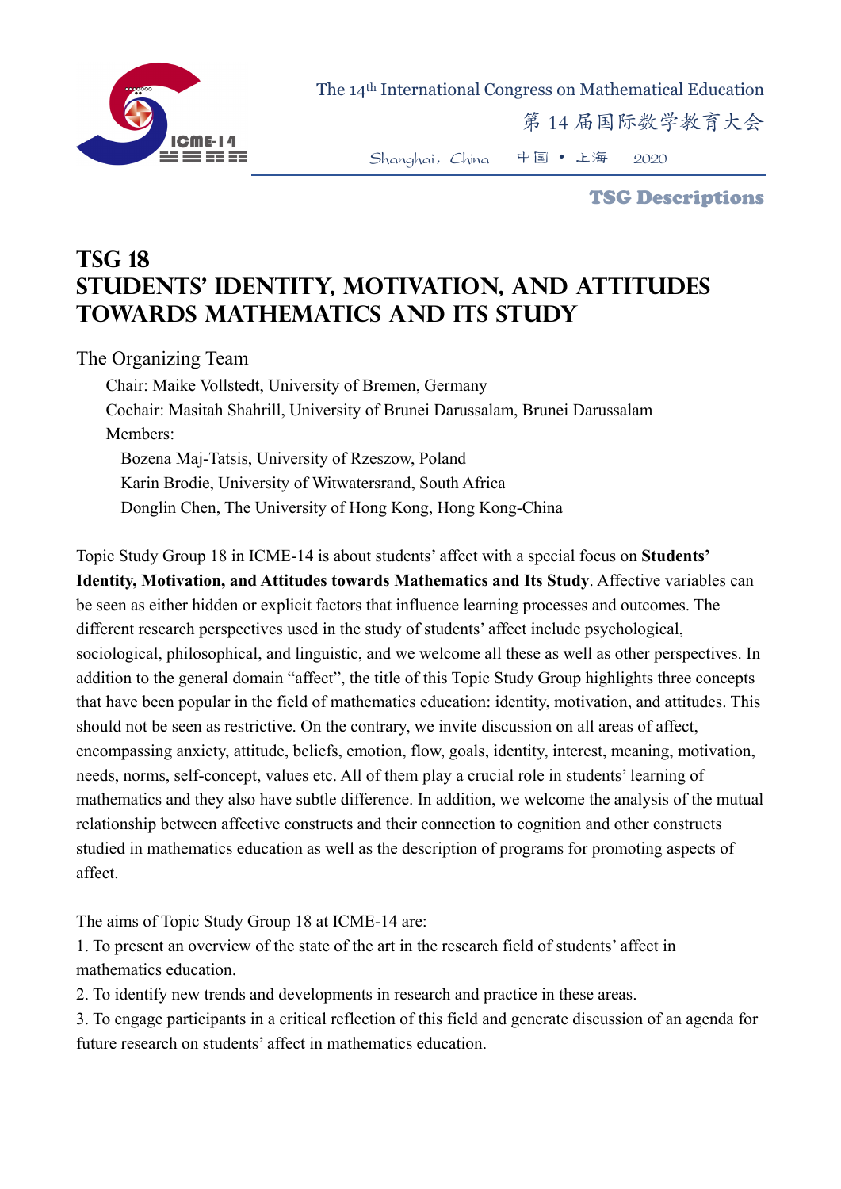# TSG 18
# STUDENTS' IDENTITY, MOTIVATION, AND ATTITUDES TOWARDS MATHEMATICS AND ITS STUDY

The Organizing Team

Chair: Maike Vollstedt, University of Bremen, Germany

Cochair: Masitah Shahrill, University of Brunei Darussalam, Brunei Darussalam

Members:

Bozena Maj-Tatsis, University of Rzeszow, Poland

Karin Brodie, University of Witwatersrand, South Africa

Donglin Chen, The University of Hong Kong, Hong Kong-China

Topic Study Group 18 in ICME-14 is about students' affect with a special focus on **Students' Identity, Motivation, and Attitudes towards Mathematics and Its Study**. Affective variables can be seen as either hidden or explicit factors that influence learning processes and outcomes. The different research perspectives used in the study of students' affect include psychological, sociological, philosophical, and linguistic, and we welcome all these as well as other perspectives. In addition to the general domain "affect", the title of this Topic Study Group highlights three concepts that have been popular in the field of mathematics education: identity, motivation, and attitudes. This should not be seen as restrictive. On the contrary, we invite discussion on all areas of affect, encompassing anxiety, attitude, beliefs, emotion, flow, goals, identity, interest, meaning, motivation, needs, norms, self-concept, values etc. All of them play a crucial role in students' learning of mathematics and they also have subtle difference. In addition, we welcome the analysis of the mutual relationship between affective constructs and their connection to cognition and other constructs studied in mathematics education as well as the description of programs for promoting aspects of affect.

The aims of Topic Study Group 18 at ICME-14 are:

1. To present an overview of the state of the art in the research field of students' affect in mathematics education.
2. To identify new trends and developments in research and practice in these areas.
3. To engage participants in a critical reflection of this field and generate discussion of an agenda for future research on students' affect in mathematics education.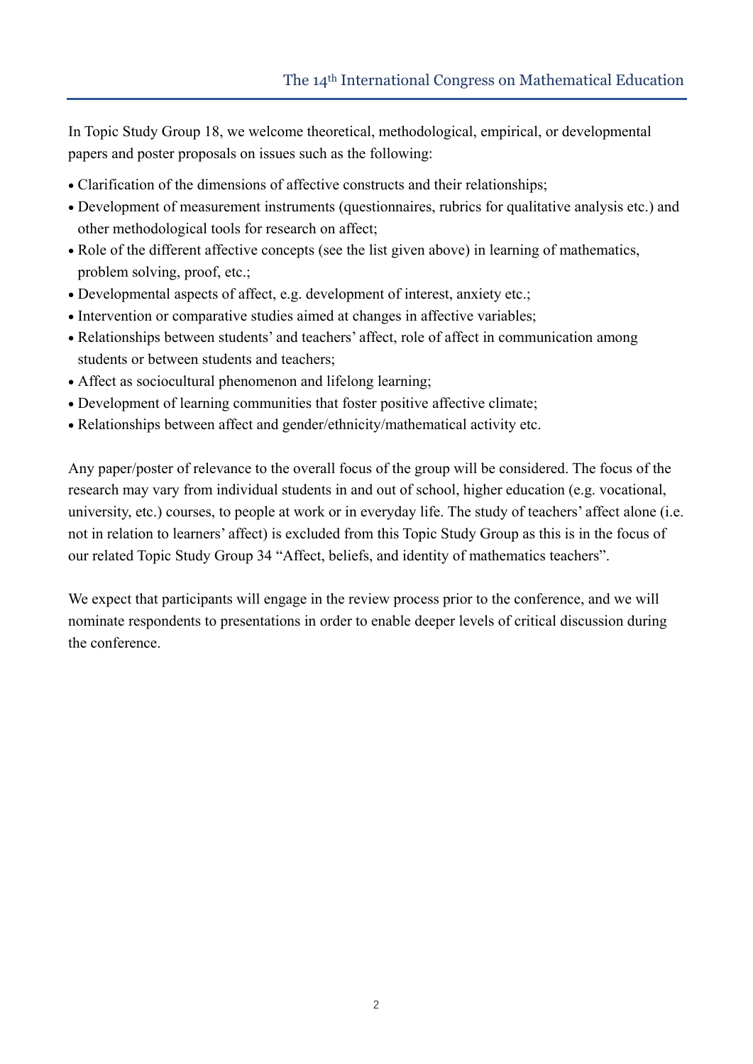In Topic Study Group 18, we welcome theoretical, methodological, empirical, or developmental papers and poster proposals on issues such as the following:

- Clarification of the dimensions of affective constructs and their relationships;
- Development of measurement instruments (questionnaires, rubrics for qualitative analysis etc.) and other methodological tools for research on affect;
- Role of the different affective concepts (see the list given above) in learning of mathematics, problem solving, proof, etc.;
- Developmental aspects of affect, e.g. development of interest, anxiety etc.;
- Intervention or comparative studies aimed at changes in affective variables;
- Relationships between students' and teachers' affect, role of affect in communication among students or between students and teachers;
- Affect as sociocultural phenomenon and lifelong learning;
- Development of learning communities that foster positive affective climate;
- Relationships between affect and gender/ethnicity/mathematical activity etc.

Any paper/poster of relevance to the overall focus of the group will be considered. The focus of the research may vary from individual students in and out of school, higher education (e.g. vocational, university, etc.) courses, to people at work or in everyday life. The study of teachers' affect alone (i.e. not in relation to learners' affect) is excluded from this Topic Study Group as this is in the focus of our related Topic Study Group 34 "Affect, beliefs, and identity of mathematics teachers".

We expect that participants will engage in the review process prior to the conference, and we will nominate respondents to presentations in order to enable deeper levels of critical discussion during the conference.